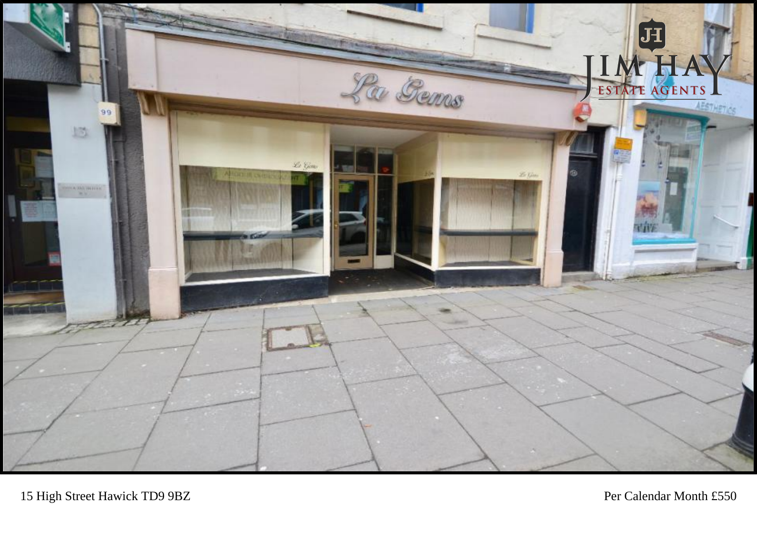15 High Street Hawick TD9 9BZ

Per Calendar Month £550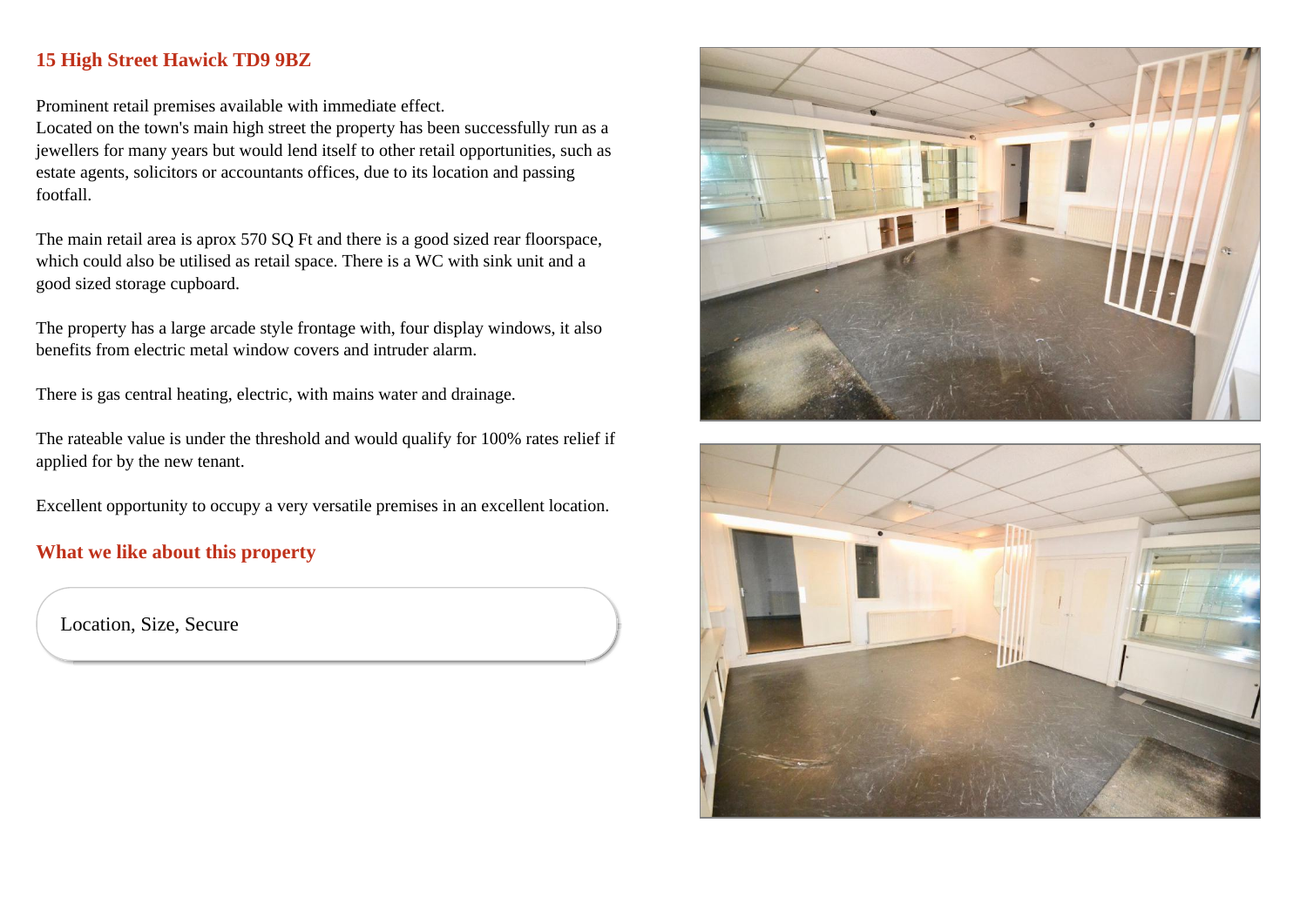## 15 High Street Hawick TD9 9BZ

Prominent retail premises available with immediate effect.
Located on the town's main high street the property has been successfully run as a jewellers for many years but would lend itself to other retail opportunities, such as estate agents, solicitors or accountants offices, due to its location and passing footfall.

The main retail area is aprox 570 SQ Ft and there is a good sized rear floorspace, which could also be utilised as retail space. There is a WC with sink unit and a good sized storage cupboard.

The property has a large arcade style frontage with, four display windows, it also benefits from electric metal window covers and intruder alarm.

There is gas central heating, electric, with mains water and drainage.

The rateable value is under the threshold and would qualify for 100% rates relief if applied for by the new tenant.

Excellent opportunity to occupy a very versatile premises in an excellent location.

## What we like about this property

Location, Size, Secure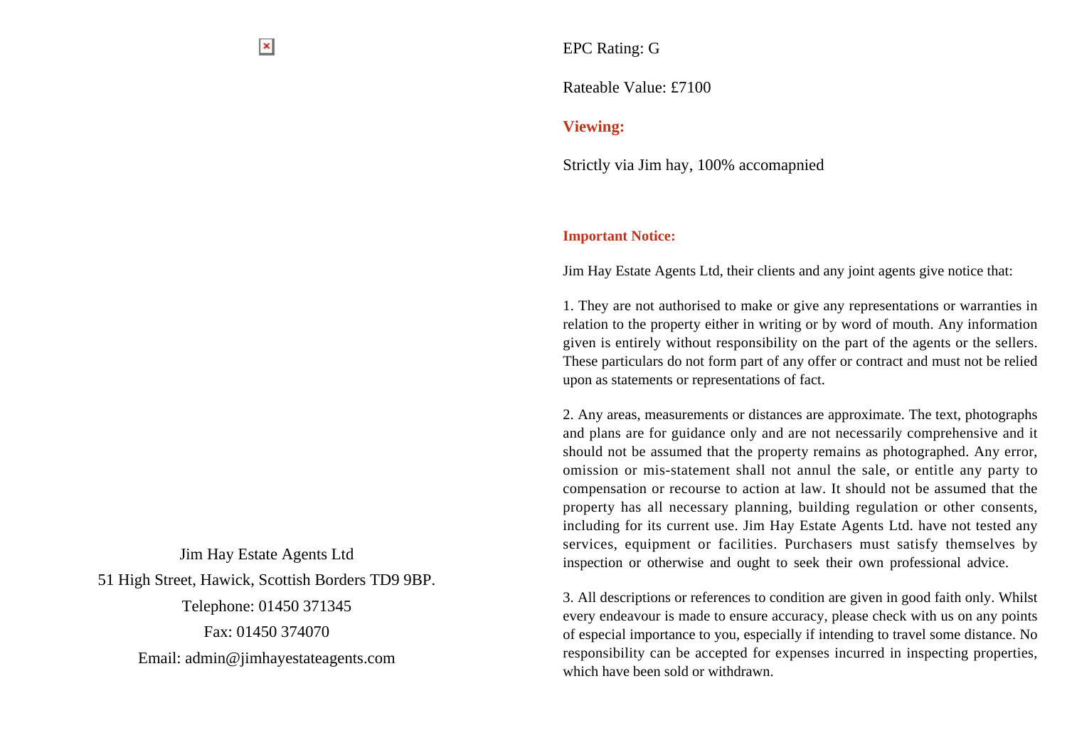Jim Hay Estate Agents Ltd

51 High Street, Hawick, Scottish Borders TD9 9BP.

Telephone: 01450 371345

Fax: 01450 374070

Email: admin@jimhayestateagents.com

EPC Rating: G

Rateable Value: £7100

**Viewing:**

Strictly via Jim hay, 100% accomapnied

**Important Notice:**

Jim Hay Estate Agents Ltd, their clients and any joint agents give notice that:

1. They are not authorised to make or give any representations or warranties in relation to the property either in writing or by word of mouth. Any information given is entirely without responsibility on the part of the agents or the sellers. These particulars do not form part of any offer or contract and must not be relied upon as statements or representations of fact.

2. Any areas, measurements or distances are approximate. The text, photographs and plans are for guidance only and are not necessarily comprehensive and it should not be assumed that the property remains as photographed. Any error, omission or mis-statement shall not annul the sale, or entitle any party to compensation or recourse to action at law. It should not be assumed that the property has all necessary planning, building regulation or other consents, including for its current use. Jim Hay Estate Agents Ltd. have not tested any services, equipment or facilities. Purchasers must satisfy themselves by inspection or otherwise and ought to seek their own professional advice.

3. All descriptions or references to condition are given in good faith only. Whilst every endeavour is made to ensure accuracy, please check with us on any points of especial importance to you, especially if intending to travel some distance. No responsibility can be accepted for expenses incurred in inspecting properties, which have been sold or withdrawn.